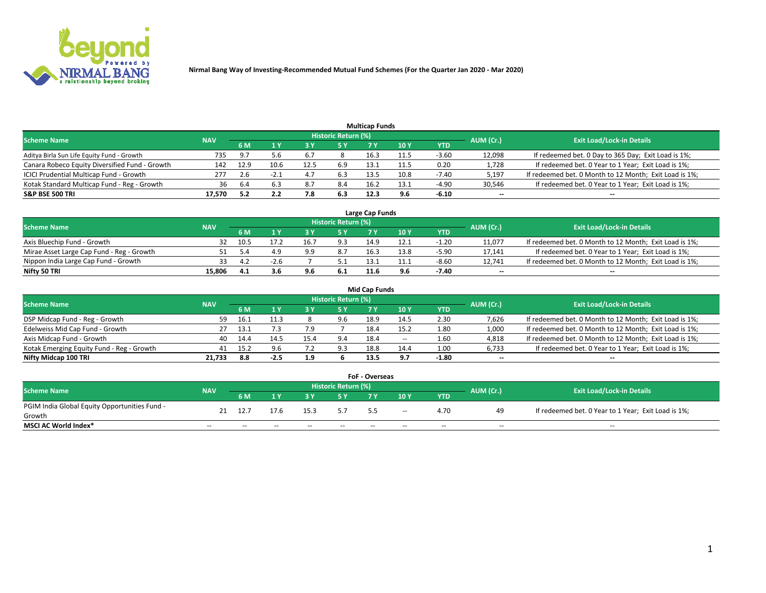Nirmal Bang Way of Investing-Recommended Mutual Fund Schemes (For the Quarter Jan 2020 - Mar 2020)

## Multicap Funds

| Scheme Name | NAV | Historic Return (%) | | | | | | | AUM (Cr.) | Exit Load/Lock-in Details |
|---|---|---|---|---|---|---|---|---|---|---|
| | | 6 M | 1 Y | 3 Y | 5 Y | 7 Y | 10 Y | YTD | | |
| Aditya Birla Sun Life Equity Fund - Growth | 735 | 9.7 | 5.6 | 6.7 | 8 | 16.3 | 11.5 | -3.60 | 12,098 | If redeemed bet. 0 Day to 365 Day; Exit Load is 1%; |
| Canara Robeco Equity Diversified Fund - Growth | 142 | 12.9 | 10.6 | 12.5 | 6.9 | 13.1 | 11.5 | 0.20 | 1,728 | If redeemed bet. 0 Year to 1 Year; Exit Load is 1%; |
| ICICI Prudential Multicap Fund - Growth | 277 | 2.6 | -2.1 | 4.7 | 6.3 | 13.5 | 10.8 | -7.40 | 5,197 | If redeemed bet. 0 Month to 12 Month; Exit Load is 1%; |
| Kotak Standard Multicap Fund - Reg - Growth | 36 | 6.4 | 6.3 | 8.7 | 8.4 | 16.2 | 13.1 | -4.90 | 30,546 | If redeemed bet. 0 Year to 1 Year; Exit Load is 1%; |
| **S&P BSE 500 TRI** | **17,570** | **5.2** | **2.2** | **7.8** | **6.3** | **12.3** | **9.6** | **-6.10** | **--** | **--** |

## Large Cap Funds

| Scheme Name | NAV | Historic Return (%) | | | | | | | AUM (Cr.) | Exit Load/Lock-in Details |
|---|---|---|---|---|---|---|---|---|---|---|
| | | 6 M | 1 Y | 3 Y | 5 Y | 7 Y | 10 Y | YTD | | |
| Axis Bluechip Fund - Growth | 32 | 10.5 | 17.2 | 16.7 | 9.3 | 14.9 | 12.1 | -1.20 | 11,077 | If redeemed bet. 0 Month to 12 Month; Exit Load is 1%; |
| Mirae Asset Large Cap Fund - Reg - Growth | 51 | 5.4 | 4.9 | 9.9 | 8.7 | 16.3 | 13.8 | -5.90 | 17,141 | If redeemed bet. 0 Year to 1 Year; Exit Load is 1%; |
| Nippon India Large Cap Fund - Growth | 33 | 4.2 | -2.6 | 7 | 5.1 | 13.1 | 11.1 | -8.60 | 12,741 | If redeemed bet. 0 Month to 12 Month; Exit Load is 1%; |
| **Nifty 50 TRI** | **15,806** | **4.1** | **3.6** | **9.6** | **6.1** | **11.6** | **9.6** | **-7.40** | **--** | **--** |

## Mid Cap Funds

| Scheme Name | NAV | Historic Return (%) | | | | | | | AUM (Cr.) | Exit Load/Lock-in Details |
|---|---|---|---|---|---|---|---|---|---|---|
| | | 6 M | 1 Y | 3 Y | 5 Y | 7 Y | 10 Y | YTD | | |
| DSP Midcap Fund - Reg - Growth | 59 | 16.1 | 11.3 | 8 | 9.6 | 18.9 | 14.5 | 2.30 | 7,626 | If redeemed bet. 0 Month to 12 Month; Exit Load is 1%; |
| Edelweiss Mid Cap Fund - Growth | 27 | 13.1 | 7.3 | 7.9 | 7 | 18.4 | 15.2 | 1.80 | 1,000 | If redeemed bet. 0 Month to 12 Month; Exit Load is 1%; |
| Axis Midcap Fund - Growth | 40 | 14.4 | 14.5 | 15.4 | 9.4 | 18.4 | -- | 1.60 | 4,818 | If redeemed bet. 0 Month to 12 Month; Exit Load is 1%; |
| Kotak Emerging Equity Fund - Reg - Growth | 41 | 15.2 | 9.6 | 7.2 | 9.3 | 18.8 | 14.4 | 1.00 | 6,733 | If redeemed bet. 0 Year to 1 Year; Exit Load is 1%; |
| **Nifty Midcap 100 TRI** | **21,733** | **8.8** | **-2.5** | **1.9** | **6** | **13.5** | **9.7** | **-1.80** | **--** | **--** |

## FoF - Overseas

| Scheme Name | NAV | Historic Return (%) | | | | | | | AUM (Cr.) | Exit Load/Lock-in Details |
|---|---|---|---|---|---|---|---|---|---|---|
| | | 6 M | 1 Y | 3 Y | 5 Y | 7 Y | 10 Y | YTD | | |
| PGIM India Global Equity Opportunities Fund - Growth | 21 | 12.7 | 17.6 | 15.3 | 5.7 | 5.5 | -- | 4.70 | 49 | If redeemed bet. 0 Year to 1 Year; Exit Load is 1%; |
| **MSCI AC World Index*** | -- | -- | -- | -- | -- | -- | -- | -- | -- | -- |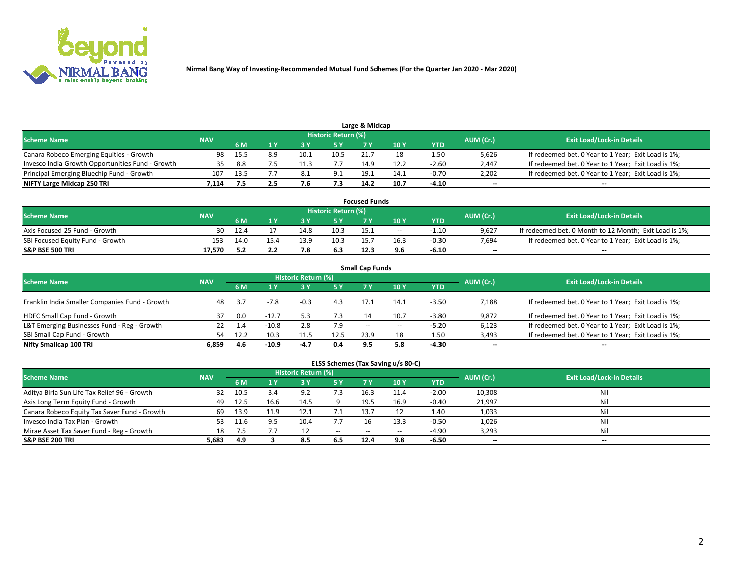Nirmal Bang Way of Investing-Recommended Mutual Fund Schemes (For the Quarter Jan 2020 - Mar 2020)

## Large & Midcap

| Scheme Name | NAV | Historic Return (%) | | | | | | | AUM (Cr.) | Exit Load/Lock-in Details |
|---|---|---|---|---|---|---|---|---|---|---|
| | | 6 M | 1 Y | 3 Y | 5 Y | 7 Y | 10 Y | YTD | | |
| Canara Robeco Emerging Equities - Growth | 98 | 15.5 | 8.9 | 10.1 | 10.5 | 21.7 | 18 | 1.50 | 5,626 | If redeemed bet. 0 Year to 1 Year; Exit Load is 1%; |
| Invesco India Growth Opportunities Fund - Growth | 35 | 8.8 | 7.5 | 11.3 | 7.7 | 14.9 | 12.2 | -2.60 | 2,447 | If redeemed bet. 0 Year to 1 Year; Exit Load is 1%; |
| Principal Emerging Bluechip Fund - Growth | 107 | 13.5 | 7.7 | 8.1 | 9.1 | 19.1 | 14.1 | -0.70 | 2,202 | If redeemed bet. 0 Year to 1 Year; Exit Load is 1%; |
| **NIFTY Large Midcap 250 TRI** | **7,114** | **7.5** | **2.5** | **7.6** | **7.3** | **14.2** | **10.7** | **-4.10** | **--** | **--** |

## Focused Funds

| Scheme Name | NAV | Historic Return (%) | | | | | | | AUM (Cr.) | Exit Load/Lock-in Details |
|---|---|---|---|---|---|---|---|---|---|---|
| | | 6 M | 1 Y | 3 Y | 5 Y | 7 Y | 10 Y | YTD | | |
| Axis Focused 25 Fund - Growth | 30 | 12.4 | 17 | 14.8 | 10.3 | 15.1 | -- | -1.10 | 9,627 | If redeemed bet. 0 Month to 12 Month; Exit Load is 1%; |
| SBI Focused Equity Fund - Growth | 153 | 14.0 | 15.4 | 13.9 | 10.3 | 15.7 | 16.3 | -0.30 | 7,694 | If redeemed bet. 0 Year to 1 Year; Exit Load is 1%; |
| **S&P BSE 500 TRI** | **17,570** | **5.2** | **2.2** | **7.8** | **6.3** | **12.3** | **9.6** | **-6.10** | **--** | **--** |

## Small Cap Funds

| Scheme Name | NAV | Historic Return (%) | | | | | | | AUM (Cr.) | Exit Load/Lock-in Details |
|---|---|---|---|---|---|---|---|---|---|---|
| | | 6 M | 1 Y | 3 Y | 5 Y | 7 Y | 10 Y | YTD | | |
| Franklin India Smaller Companies Fund - Growth | 48 | 3.7 | -7.8 | -0.3 | 4.3 | 17.1 | 14.1 | -3.50 | 7,188 | If redeemed bet. 0 Year to 1 Year; Exit Load is 1%; |
| HDFC Small Cap Fund - Growth | 37 | 0.0 | -12.7 | 5.3 | 7.3 | 14 | 10.7 | -3.80 | 9,872 | If redeemed bet. 0 Year to 1 Year; Exit Load is 1%; |
| L&T Emerging Businesses Fund - Reg - Growth | 22 | 1.4 | -10.8 | 2.8 | 7.9 | -- | -- | -5.20 | 6,123 | If redeemed bet. 0 Year to 1 Year; Exit Load is 1%; |
| SBI Small Cap Fund - Growth | 54 | 12.2 | 10.3 | 11.5 | 12.5 | 23.9 | 18 | 1.50 | 3,493 | If redeemed bet. 0 Year to 1 Year; Exit Load is 1%; |
| **Nifty Smallcap 100 TRI** | **6,859** | **4.6** | **-10.9** | **-4.7** | **0.4** | **9.5** | **5.8** | **-4.30** | **--** | **--** |

## ELSS Schemes (Tax Saving u/s 80-C)

| Scheme Name | NAV | Historic Return (%) | | | | | | | AUM (Cr.) | Exit Load/Lock-in Details |
|---|---|---|---|---|---|---|---|---|---|---|
| | | 6 M | 1 Y | 3 Y | 5 Y | 7 Y | 10 Y | YTD | | |
| Aditya Birla Sun Life Tax Relief 96 - Growth | 32 | 10.5 | 3.4 | 9.2 | 7.3 | 16.3 | 11.4 | -2.00 | 10,308 | Nil |
| Axis Long Term Equity Fund - Growth | 49 | 12.5 | 16.6 | 14.5 | 9 | 19.5 | 16.9 | -0.40 | 21,997 | Nil |
| Canara Robeco Equity Tax Saver Fund - Growth | 69 | 13.9 | 11.9 | 12.1 | 7.1 | 13.7 | 12 | 1.40 | 1,033 | Nil |
| Invesco India Tax Plan - Growth | 53 | 11.6 | 9.5 | 10.4 | 7.7 | 16 | 13.3 | -0.50 | 1,026 | Nil |
| Mirae Asset Tax Saver Fund - Reg - Growth | 18 | 7.5 | 7.7 | 12 | -- | -- | -- | -4.90 | 3,293 | Nil |
| **S&P BSE 200 TRI** | **5,683** | **4.9** | **3** | **8.5** | **6.5** | **12.4** | **9.8** | **-6.50** | **--** | **--** |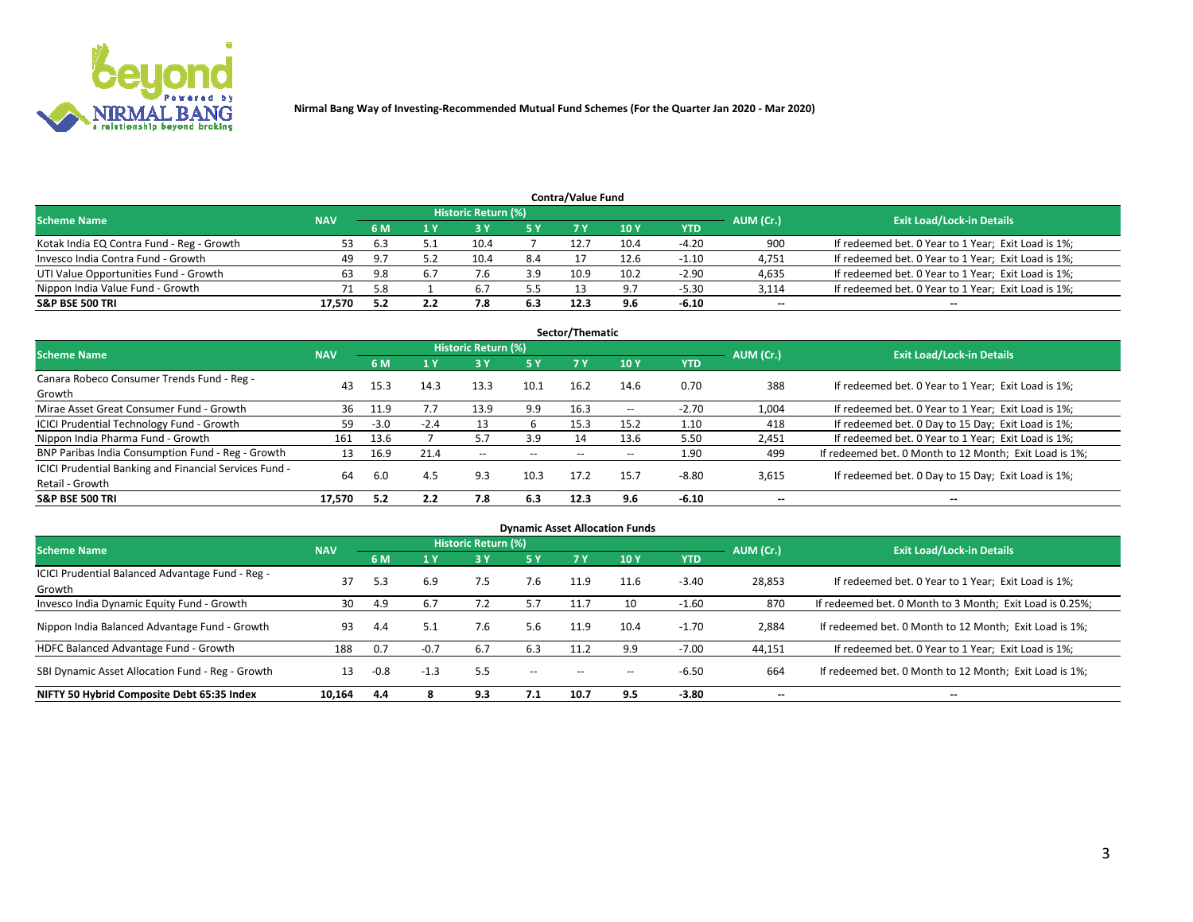Nirmal Bang Way of Investing-Recommended Mutual Fund Schemes (For the Quarter Jan 2020 - Mar 2020)

## Contra/Value Fund

| Scheme Name | NAV | Historic Return (%) | | | | | | | AUM (Cr.) | Exit Load/Lock-in Details |
|---|---|---|---|---|---|---|---|---|---|---|
| | | 6 M | 1 Y | 3 Y | 5 Y | 7 Y | 10 Y | YTD | | |
| Kotak India EQ Contra Fund - Reg - Growth | 53 | 6.3 | 5.1 | 10.4 | 7 | 12.7 | 10.4 | -4.20 | 900 | If redeemed bet. 0 Year to 1 Year; Exit Load is 1%; |
| Invesco India Contra Fund - Growth | 49 | 9.7 | 5.2 | 10.4 | 8.4 | 17 | 12.6 | -1.10 | 4,751 | If redeemed bet. 0 Year to 1 Year; Exit Load is 1%; |
| UTI Value Opportunities Fund - Growth | 63 | 9.8 | 6.7 | 7.6 | 3.9 | 10.9 | 10.2 | -2.90 | 4,635 | If redeemed bet. 0 Year to 1 Year; Exit Load is 1%; |
| Nippon India Value Fund - Growth | 71 | 5.8 | 1 | 6.7 | 5.5 | 13 | 9.7 | -5.30 | 3,114 | If redeemed bet. 0 Year to 1 Year; Exit Load is 1%; |
| **S&P BSE 500 TRI** | **17,570** | **5.2** | **2.2** | **7.8** | **6.3** | **12.3** | **9.6** | **-6.10** | **--** | **--** |

## Sector/Thematic

| Scheme Name | NAV | Historic Return (%) | | | | | | | AUM (Cr.) | Exit Load/Lock-in Details |
|---|---|---|---|---|---|---|---|---|---|---|
| | | 6 M | 1 Y | 3 Y | 5 Y | 7 Y | 10 Y | YTD | | |
| Canara Robeco Consumer Trends Fund - Reg - Growth | 43 | 15.3 | 14.3 | 13.3 | 10.1 | 16.2 | 14.6 | 0.70 | 388 | If redeemed bet. 0 Year to 1 Year; Exit Load is 1%; |
| Mirae Asset Great Consumer Fund - Growth | 36 | 11.9 | 7.7 | 13.9 | 9.9 | 16.3 | -- | -2.70 | 1,004 | If redeemed bet. 0 Year to 1 Year; Exit Load is 1%; |
| ICICI Prudential Technology Fund - Growth | 59 | -3.0 | -2.4 | 13 | 6 | 15.3 | 15.2 | 1.10 | 418 | If redeemed bet. 0 Day to 15 Day; Exit Load is 1%; |
| Nippon India Pharma Fund - Growth | 161 | 13.6 | 7 | 5.7 | 3.9 | 14 | 13.6 | 5.50 | 2,451 | If redeemed bet. 0 Year to 1 Year; Exit Load is 1%; |
| BNP Paribas India Consumption Fund - Reg - Growth | 13 | 16.9 | 21.4 | -- | -- | -- | -- | 1.90 | 499 | If redeemed bet. 0 Month to 12 Month; Exit Load is 1%; |
| ICICI Prudential Banking and Financial Services Fund - Retail - Growth | 64 | 6.0 | 4.5 | 9.3 | 10.3 | 17.2 | 15.7 | -8.80 | 3,615 | If redeemed bet. 0 Day to 15 Day; Exit Load is 1%; |
| **S&P BSE 500 TRI** | **17,570** | **5.2** | **2.2** | **7.8** | **6.3** | **12.3** | **9.6** | **-6.10** | **--** | **--** |

## Dynamic Asset Allocation Funds

| Scheme Name | NAV | Historic Return (%) | | | | | | | AUM (Cr.) | Exit Load/Lock-in Details |
|---|---|---|---|---|---|---|---|---|---|---|
| | | 6 M | 1 Y | 3 Y | 5 Y | 7 Y | 10 Y | YTD | | |
| ICICI Prudential Balanced Advantage Fund - Reg - Growth | 37 | 5.3 | 6.9 | 7.5 | 7.6 | 11.9 | 11.6 | -3.40 | 28,853 | If redeemed bet. 0 Year to 1 Year; Exit Load is 1%; |
| Invesco India Dynamic Equity Fund - Growth | 30 | 4.9 | 6.7 | 7.2 | 5.7 | 11.7 | 10 | -1.60 | 870 | If redeemed bet. 0 Month to 3 Month; Exit Load is 0.25%; |
| Nippon India Balanced Advantage Fund - Growth | 93 | 4.4 | 5.1 | 7.6 | 5.6 | 11.9 | 10.4 | -1.70 | 2,884 | If redeemed bet. 0 Month to 12 Month; Exit Load is 1%; |
| HDFC Balanced Advantage Fund - Growth | 188 | 0.7 | -0.7 | 6.7 | 6.3 | 11.2 | 9.9 | -7.00 | 44,151 | If redeemed bet. 0 Year to 1 Year; Exit Load is 1%; |
| SBI Dynamic Asset Allocation Fund - Reg - Growth | 13 | -0.8 | -1.3 | 5.5 | -- | -- | -- | -6.50 | 664 | If redeemed bet. 0 Month to 12 Month; Exit Load is 1%; |
| **NIFTY 50 Hybrid Composite Debt 65:35 Index** | **10,164** | **4.4** | **8** | **9.3** | **7.1** | **10.7** | **9.5** | **-3.80** | **--** | **--** |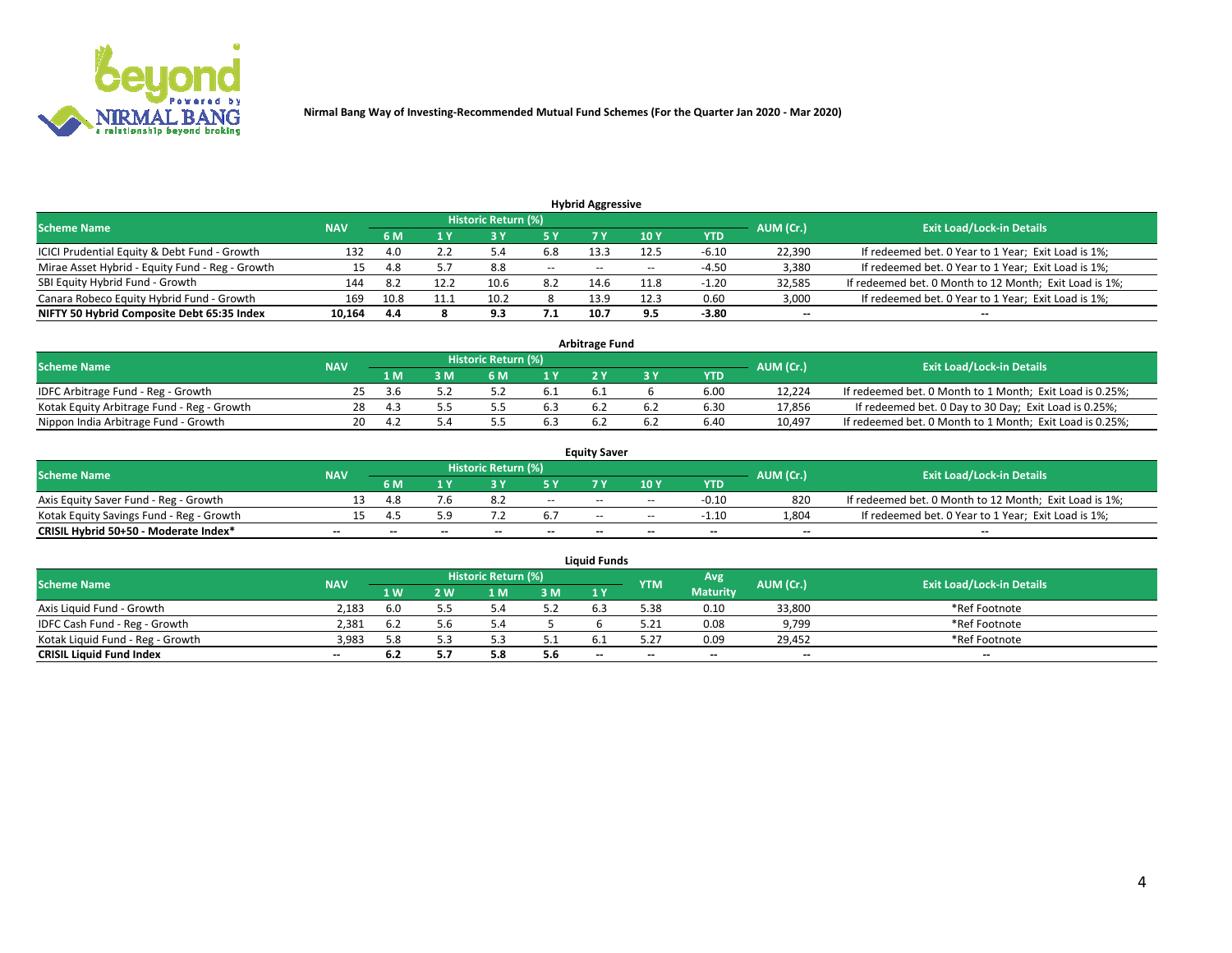Nirmal Bang Way of Investing-Recommended Mutual Fund Schemes (For the Quarter Jan 2020 - Mar 2020)

## Hybrid Aggressive

| Scheme Name | NAV | Historic Return (%) | | | | | | | AUM (Cr.) | Exit Load/Lock-in Details |
|---|---|---|---|---|---|---|---|---|---|---|
| | | 6 M | 1 Y | 3 Y | 5 Y | 7 Y | 10 Y | YTD | | |
| ICICI Prudential Equity & Debt Fund - Growth | 132 | 4.0 | 2.2 | 5.4 | 6.8 | 13.3 | 12.5 | -6.10 | 22,390 | If redeemed bet. 0 Year to 1 Year; Exit Load is 1%; |
| Mirae Asset Hybrid - Equity Fund - Reg - Growth | 15 | 4.8 | 5.7 | 8.8 | -- | -- | -- | -4.50 | 3,380 | If redeemed bet. 0 Year to 1 Year; Exit Load is 1%; |
| SBI Equity Hybrid Fund - Growth | 144 | 8.2 | 12.2 | 10.6 | 8.2 | 14.6 | 11.8 | -1.20 | 32,585 | If redeemed bet. 0 Month to 12 Month; Exit Load is 1%; |
| Canara Robeco Equity Hybrid Fund - Growth | 169 | 10.8 | 11.1 | 10.2 | 8 | 13.9 | 12.3 | 0.60 | 3,000 | If redeemed bet. 0 Year to 1 Year; Exit Load is 1%; |
| **NIFTY 50 Hybrid Composite Debt 65:35 Index** | **10,164** | **4.4** | **8** | **9.3** | **7.1** | **10.7** | **9.5** | **-3.80** | **--** | **--** |

## Arbitrage Fund

| Scheme Name | NAV | Historic Return (%) | | | | | | | AUM (Cr.) | Exit Load/Lock-in Details |
|---|---|---|---|---|---|---|---|---|---|---|
| | | 1 M | 3 M | 6 M | 1 Y | 2 Y | 3 Y | YTD | | |
| IDFC Arbitrage Fund - Reg - Growth | 25 | 3.6 | 5.2 | 5.2 | 6.1 | 6.1 | 6 | 6.00 | 12,224 | If redeemed bet. 0 Month to 1 Month; Exit Load is 0.25%; |
| Kotak Equity Arbitrage Fund - Reg - Growth | 28 | 4.3 | 5.5 | 5.5 | 6.3 | 6.2 | 6.2 | 6.30 | 17,856 | If redeemed bet. 0 Day to 30 Day; Exit Load is 0.25%; |
| Nippon India Arbitrage Fund - Growth | 20 | 4.2 | 5.4 | 5.5 | 6.3 | 6.2 | 6.2 | 6.40 | 10,497 | If redeemed bet. 0 Month to 1 Month; Exit Load is 0.25%; |

## Equity Saver

| Scheme Name | NAV | Historic Return (%) | | | | | | | AUM (Cr.) | Exit Load/Lock-in Details |
|---|---|---|---|---|---|---|---|---|---|---|
| | | 6 M | 1 Y | 3 Y | 5 Y | 7 Y | 10 Y | YTD | | |
| Axis Equity Saver Fund - Reg - Growth | 13 | 4.8 | 7.6 | 8.2 | -- | -- | -- | -0.10 | 820 | If redeemed bet. 0 Month to 12 Month; Exit Load is 1%; |
| Kotak Equity Savings Fund - Reg - Growth | 15 | 4.5 | 5.9 | 7.2 | 6.7 | -- | -- | -1.10 | 1,804 | If redeemed bet. 0 Year to 1 Year; Exit Load is 1%; |
| **CRISIL Hybrid 50+50 - Moderate Index*** | **--** | **--** | **--** | **--** | **--** | **--** | **--** | **--** | **--** | **--** |

## Liquid Funds

| Scheme Name | NAV | Historic Return (%) | | | | | YTM | Avg Maturity | AUM (Cr.) | Exit Load/Lock-in Details |
|---|---|---|---|---|---|---|---|---|---|---|
| | | 1 W | 2 W | 1 M | 3 M | 1 Y | | | | |
| Axis Liquid Fund - Growth | 2,183 | 6.0 | 5.5 | 5.4 | 5.2 | 6.3 | 5.38 | 0.10 | 33,800 | *Ref Footnote |
| IDFC Cash Fund - Reg - Growth | 2,381 | 6.2 | 5.6 | 5.4 | 5 | 6 | 5.21 | 0.08 | 9,799 | *Ref Footnote |
| Kotak Liquid Fund - Reg - Growth | 3,983 | 5.8 | 5.3 | 5.3 | 5.1 | 6.1 | 5.27 | 0.09 | 29,452 | *Ref Footnote |
| **CRISIL Liquid Fund Index** | **--** | **6.2** | **5.7** | **5.8** | **5.6** | **--** | **--** | **--** | **--** | **--** |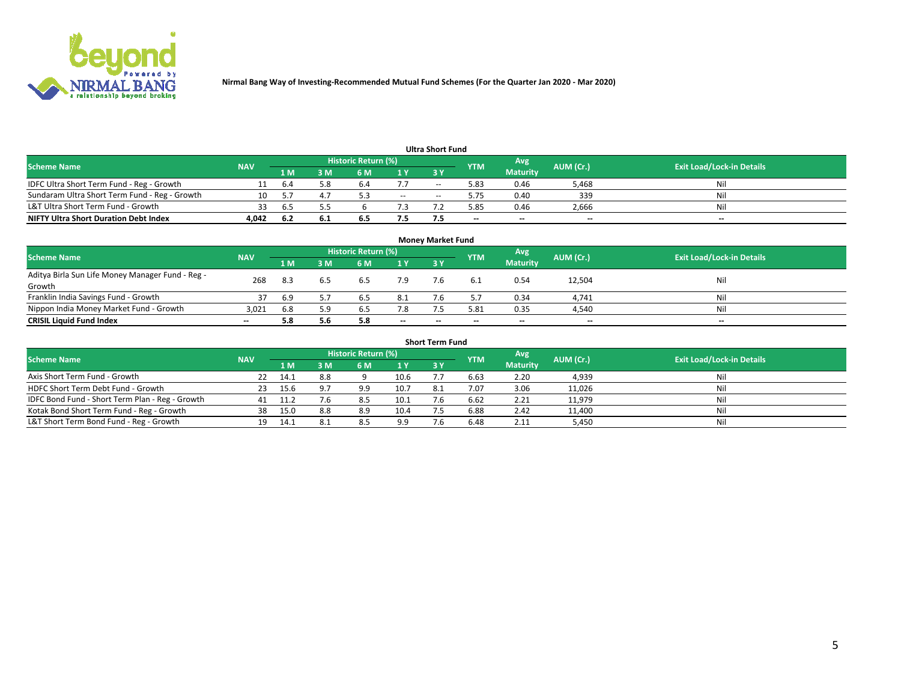Nirmal Bang Way of Investing-Recommended Mutual Fund Schemes (For the Quarter Jan 2020 - Mar 2020)

## Ultra Short Fund

| Scheme Name | NAV | Historic Return (%) | | | | | YTM | Avg Maturity | AUM (Cr.) | Exit Load/Lock-in Details |
|---|---|---|---|---|---|---|---|---|---|---|
| | | 1 M | 3 M | 6 M | 1 Y | 3 Y | | | | |
| IDFC Ultra Short Term Fund - Reg - Growth | 11 | 6.4 | 5.8 | 6.4 | 7.7 | -- | 5.83 | 0.46 | 5,468 | Nil |
| Sundaram Ultra Short Term Fund - Reg - Growth | 10 | 5.7 | 4.7 | 5.3 | -- | -- | 5.75 | 0.40 | 339 | Nil |
| L&T Ultra Short Term Fund - Growth | 33 | 6.5 | 5.5 | 6 | 7.3 | 7.2 | 5.85 | 0.46 | 2,666 | Nil |
| **NIFTY Ultra Short Duration Debt Index** | **4,042** | **6.2** | **6.1** | **6.5** | **7.5** | **7.5** | -- | -- | -- | -- |

## Money Market Fund

| Scheme Name | NAV | Historic Return (%) | | | | | YTM | Avg Maturity | AUM (Cr.) | Exit Load/Lock-in Details |
|---|---|---|---|---|---|---|---|---|---|---|
| | | 1 M | 3 M | 6 M | 1 Y | 3 Y | | | | |
| Aditya Birla Sun Life Money Manager Fund - Reg - Growth | 268 | 8.3 | 6.5 | 6.5 | 7.9 | 7.6 | 6.1 | 0.54 | 12,504 | Nil |
| Franklin India Savings Fund - Growth | 37 | 6.9 | 5.7 | 6.5 | 8.1 | 7.6 | 5.7 | 0.34 | 4,741 | Nil |
| Nippon India Money Market Fund - Growth | 3,021 | 6.8 | 5.9 | 6.5 | 7.8 | 7.5 | 5.81 | 0.35 | 4,540 | Nil |
| **CRISIL Liquid Fund Index** | -- | **5.8** | **5.6** | **5.8** | -- | -- | -- | -- | -- | -- |

## Short Term Fund

| Scheme Name | NAV | Historic Return (%) | | | | | YTM | Avg Maturity | AUM (Cr.) | Exit Load/Lock-in Details |
|---|---|---|---|---|---|---|---|---|---|---|
| | | 1 M | 3 M | 6 M | 1 Y | 3 Y | | | | |
| Axis Short Term Fund - Growth | 22 | 14.1 | 8.8 | 9 | 10.6 | 7.7 | 6.63 | 2.20 | 4,939 | Nil |
| HDFC Short Term Debt Fund - Growth | 23 | 15.6 | 9.7 | 9.9 | 10.7 | 8.1 | 7.07 | 3.06 | 11,026 | Nil |
| IDFC Bond Fund - Short Term Plan - Reg - Growth | 41 | 11.2 | 7.6 | 8.5 | 10.1 | 7.6 | 6.62 | 2.21 | 11,979 | Nil |
| Kotak Bond Short Term Fund - Reg - Growth | 38 | 15.0 | 8.8 | 8.9 | 10.4 | 7.5 | 6.88 | 2.42 | 11,400 | Nil |
| L&T Short Term Bond Fund - Reg - Growth | 19 | 14.1 | 8.1 | 8.5 | 9.9 | 7.6 | 6.48 | 2.11 | 5,450 | Nil |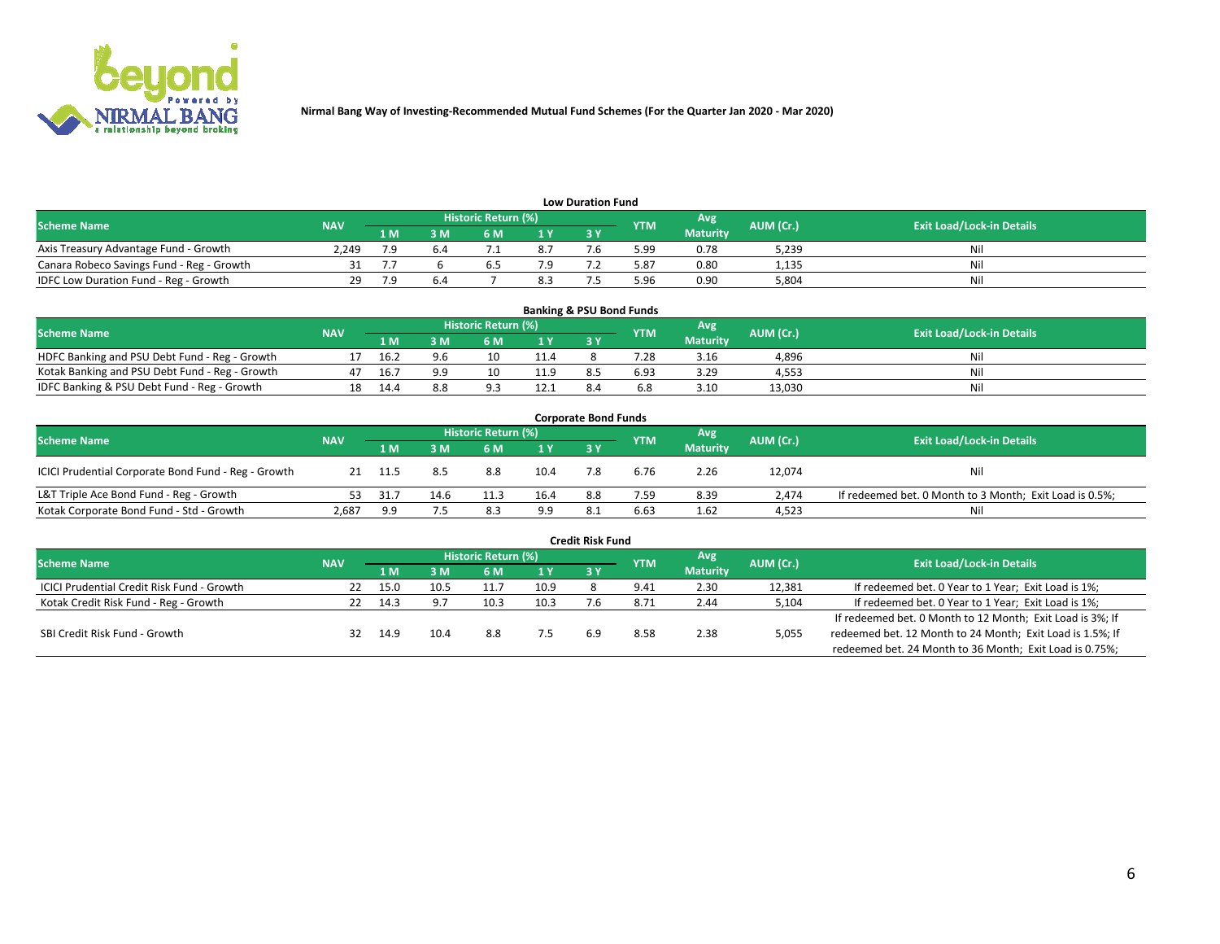Nirmal Bang Way of Investing-Recommended Mutual Fund Schemes (For the Quarter Jan 2020 - Mar 2020)

### Low Duration Fund

| Scheme Name | NAV | Historic Return (%) | | | | | YTM | Avg Maturity | AUM (Cr.) | Exit Load/Lock-in Details |
|---|---|---|---|---|---|---|---|---|---|---|
| | | 1 M | 3 M | 6 M | 1 Y | 3 Y | | | | |
| Axis Treasury Advantage Fund - Growth | 2,249 | 7.9 | 6.4 | 7.1 | 8.7 | 7.6 | 5.99 | 0.78 | 5,239 | Nil |
| Canara Robeco Savings Fund - Reg - Growth | 31 | 7.7 | 6 | 6.5 | 7.9 | 7.2 | 5.87 | 0.80 | 1,135 | Nil |
| IDFC Low Duration Fund - Reg - Growth | 29 | 7.9 | 6.4 | 7 | 8.3 | 7.5 | 5.96 | 0.90 | 5,804 | Nil |

### Banking & PSU Bond Funds

| Scheme Name | NAV | Historic Return (%) | | | | | YTM | Avg Maturity | AUM (Cr.) | Exit Load/Lock-in Details |
|---|---|---|---|---|---|---|---|---|---|---|
| | | 1 M | 3 M | 6 M | 1 Y | 3 Y | | | | |
| HDFC Banking and PSU Debt Fund - Reg - Growth | 17 | 16.2 | 9.6 | 10 | 11.4 | 8 | 7.28 | 3.16 | 4,896 | Nil |
| Kotak Banking and PSU Debt Fund - Reg - Growth | 47 | 16.7 | 9.9 | 10 | 11.9 | 8.5 | 6.93 | 3.29 | 4,553 | Nil |
| IDFC Banking & PSU Debt Fund - Reg - Growth | 18 | 14.4 | 8.8 | 9.3 | 12.1 | 8.4 | 6.8 | 3.10 | 13,030 | Nil |

### Corporate Bond Funds

| Scheme Name | NAV | Historic Return (%) | | | | | YTM | Avg Maturity | AUM (Cr.) | Exit Load/Lock-in Details |
|---|---|---|---|---|---|---|---|---|---|---|
| | | 1 M | 3 M | 6 M | 1 Y | 3 Y | | | | |
| ICICI Prudential Corporate Bond Fund - Reg - Growth | 21 | 11.5 | 8.5 | 8.8 | 10.4 | 7.8 | 6.76 | 2.26 | 12,074 | Nil |
| L&T Triple Ace Bond Fund - Reg - Growth | 53 | 31.7 | 14.6 | 11.3 | 16.4 | 8.8 | 7.59 | 8.39 | 2,474 | If redeemed bet. 0 Month to 3 Month; Exit Load is 0.5%; |
| Kotak Corporate Bond Fund - Std - Growth | 2,687 | 9.9 | 7.5 | 8.3 | 9.9 | 8.1 | 6.63 | 1.62 | 4,523 | Nil |

### Credit Risk Fund

| Scheme Name | NAV | Historic Return (%) | | | | | YTM | Avg Maturity | AUM (Cr.) | Exit Load/Lock-in Details |
|---|---|---|---|---|---|---|---|---|---|---|
| | | 1 M | 3 M | 6 M | 1 Y | 3 Y | | | | |
| ICICI Prudential Credit Risk Fund - Growth | 22 | 15.0 | 10.5 | 11.7 | 10.9 | 8 | 9.41 | 2.30 | 12,381 | If redeemed bet. 0 Year to 1 Year; Exit Load is 1%; |
| Kotak Credit Risk Fund - Reg - Growth | 22 | 14.3 | 9.7 | 10.3 | 10.3 | 7.6 | 8.71 | 2.44 | 5,104 | If redeemed bet. 0 Year to 1 Year; Exit Load is 1%; |
| SBI Credit Risk Fund - Growth | 32 | 14.9 | 10.4 | 8.8 | 7.5 | 6.9 | 8.58 | 2.38 | 5,055 | If redeemed bet. 0 Month to 12 Month; Exit Load is 3%; If redeemed bet. 12 Month to 24 Month; Exit Load is 1.5%; If redeemed bet. 24 Month to 36 Month; Exit Load is 0.75%; |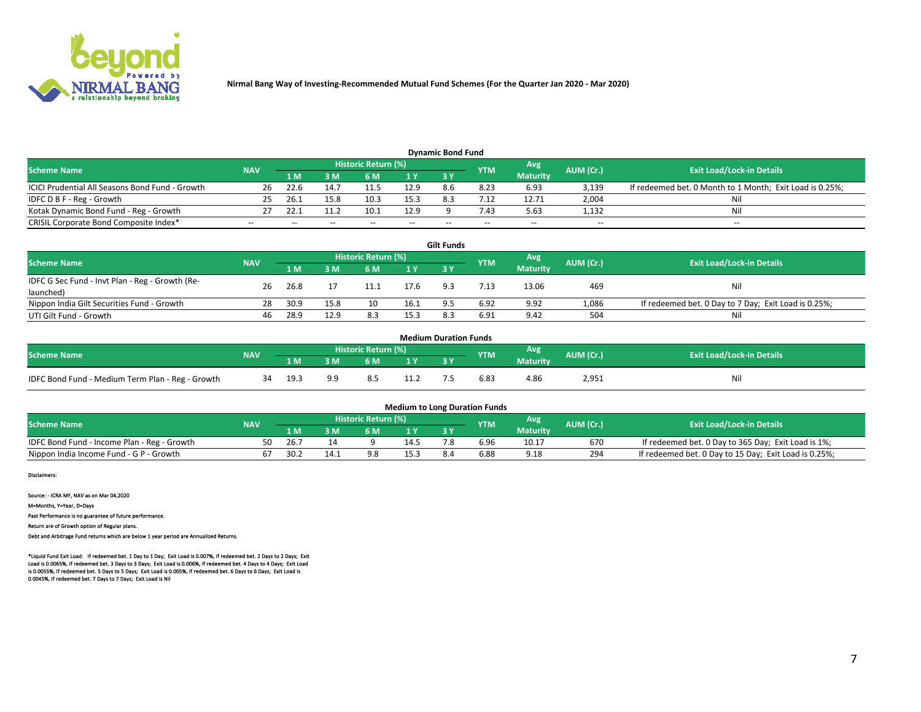**Nirmal Bang Way of Investing-Recommended Mutual Fund Schemes (For the Quarter Jan 2020 - Mar 2020)**

### Dynamic Bond Fund

| Scheme Name | NAV | Historic Return (%) | | | | | YTM | Avg Maturity | AUM (Cr.) | Exit Load/Lock-in Details |
|---|---|---|---|---|---|---|---|---|---|---|
| | | 1 M | 3 M | 6 M | 1 Y | 3 Y | | | | |
| ICICI Prudential All Seasons Bond Fund - Growth | 26 | 22.6 | 14.7 | 11.5 | 12.9 | 8.6 | 8.23 | 6.93 | 3,139 | If redeemed bet. 0 Month to 1 Month; Exit Load is 0.25%; |
| IDFC D B F - Reg - Growth | 25 | 26.1 | 15.8 | 10.3 | 15.3 | 8.3 | 7.12 | 12.71 | 2,004 | Nil |
| Kotak Dynamic Bond Fund - Reg - Growth | 27 | 22.1 | 11.2 | 10.1 | 12.9 | 9 | 7.43 | 5.63 | 1,132 | Nil |
| CRISIL Corporate Bond Composite Index* | -- | -- | -- | -- | -- | -- | -- | -- | -- | -- |

### Gilt Funds

| Scheme Name | NAV | Historic Return (%) | | | | | YTM | Avg Maturity | AUM (Cr.) | Exit Load/Lock-in Details |
|---|---|---|---|---|---|---|---|---|---|---|
| | | 1 M | 3 M | 6 M | 1 Y | 3 Y | | | | |
| IDFC G Sec Fund - Invt Plan - Reg - Growth (Re-launched) | 26 | 26.8 | 17 | 11.1 | 17.6 | 9.3 | 7.13 | 13.06 | 469 | Nil |
| Nippon India Gilt Securities Fund - Growth | 28 | 30.9 | 15.8 | 10 | 16.1 | 9.5 | 6.92 | 9.92 | 1,086 | If redeemed bet. 0 Day to 7 Day; Exit Load is 0.25%; |
| UTI Gilt Fund - Growth | 46 | 28.9 | 12.9 | 8.3 | 15.3 | 8.3 | 6.91 | 9.42 | 504 | Nil |

### Medium Duration Funds

| Scheme Name | NAV | Historic Return (%) | | | | | YTM | Avg Maturity | AUM (Cr.) | Exit Load/Lock-in Details |
|---|---|---|---|---|---|---|---|---|---|---|
| | | 1 M | 3 M | 6 M | 1 Y | 3 Y | | | | |
| IDFC Bond Fund - Medium Term Plan - Reg - Growth | 34 | 19.3 | 9.9 | 8.5 | 11.2 | 7.5 | 6.83 | 4.86 | 2,951 | Nil |

### Medium to Long Duration Funds

| Scheme Name | NAV | Historic Return (%) | | | | | YTM | Avg Maturity | AUM (Cr.) | Exit Load/Lock-in Details |
|---|---|---|---|---|---|---|---|---|---|---|
| | | 1 M | 3 M | 6 M | 1 Y | 3 Y | | | | |
| IDFC Bond Fund - Income Plan - Reg - Growth | 50 | 26.7 | 14 | 9 | 14.5 | 7.8 | 6.96 | 10.17 | 670 | If redeemed bet. 0 Day to 365 Day; Exit Load is 1%; |
| Nippon India Income Fund - G P - Growth | 67 | 30.2 | 14.1 | 9.8 | 15.3 | 8.4 | 6.88 | 9.18 | 294 | If redeemed bet. 0 Day to 15 Day; Exit Load is 0.25%; |

Disclaimers:

Source: - ICRA MF, NAV as on Mar 04,2020

M=Months, Y=Year, D=Days

Past Performance is no guarantee of future performance.

Return are of Growth option of Regular plans.

Debt and Arbitrage Fund returns which are below 1 year period are Annualized Returns.

*Liquid Fund Exit Load: If redeemed bet. 1 Day to 1 Day; Exit Load is 0.007%, If redeemed bet. 2 Days to 2 Days; Exit Load is 0.0065%, If redeemed bet. 3 Days to 3 Days; Exit Load is 0.006%, If redeemed bet. 4 Days to 4 Days; Exit Load is 0.0055%, If redeemed bet. 5 Days to 5 Days; Exit Load is 0.005%, If redeemed bet. 6 Days to 6 Days; Exit Load is 0.0045%, If redeemed bet. 7 Days to 7 Days; Exit Load is Nil